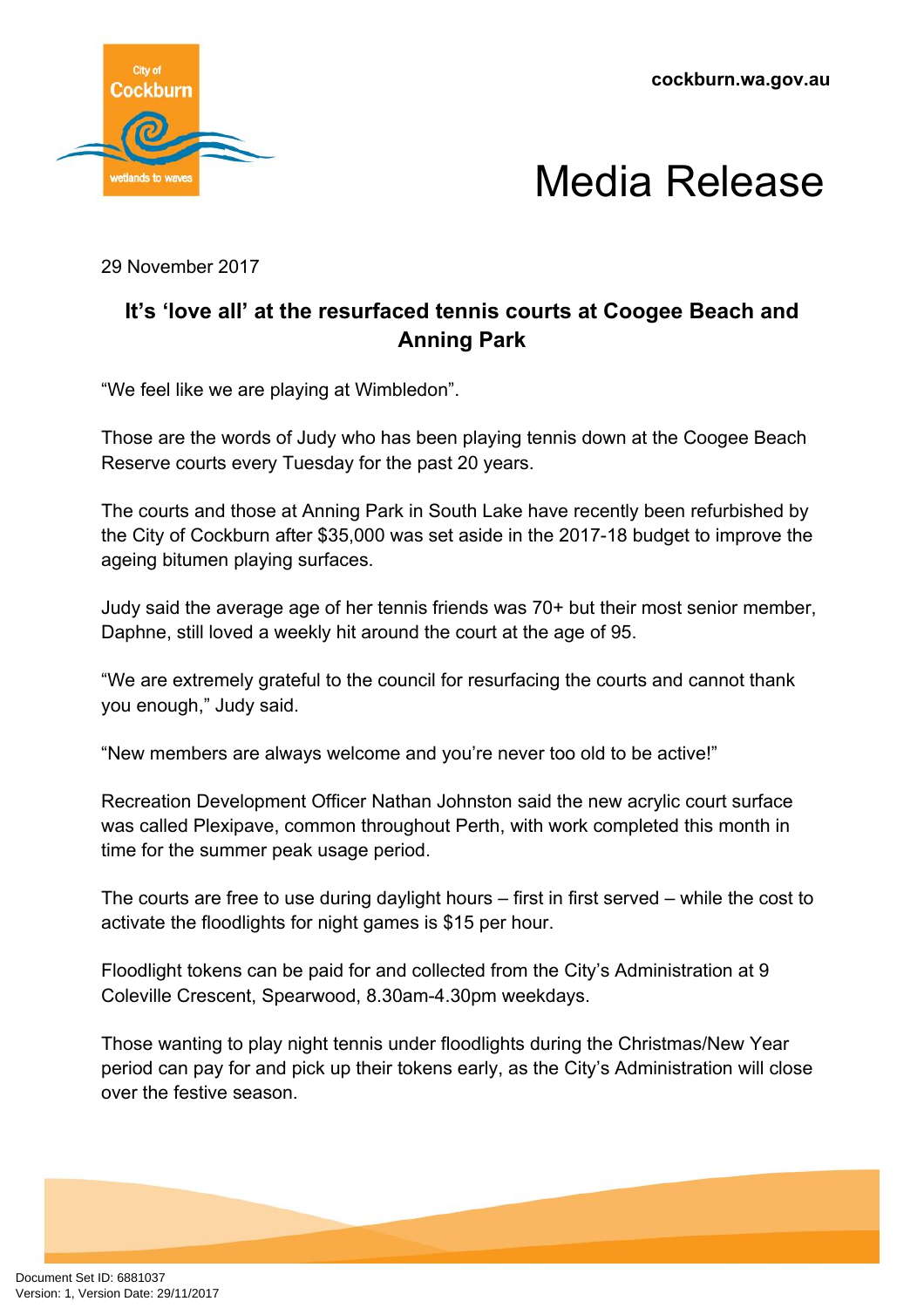cockburn.wa.gov.au

# Media Release

29 November 2017

## It's 'love all' at the resurfaced tennis courts at Coogee Beach and Anning Park

"We feel like we are playing at Wimbledon".

Those are the words of Judy who has been playing tennis down at the Coogee Beach Reserve courts every Tuesday for the past 20 years.

The courts and those at Anning Park in South Lake have recently been refurbished by the City of Cockburn after $35,000 was set aside in the 2017-18 budget to improve the ageing bitumen playing surfaces.

Judy said the average age of her tennis friends was 70+ but their most senior member, Daphne, still loved a weekly hit around the court at the age of 95.

"We are extremely grateful to the council for resurfacing the courts and cannot thank you enough," Judy said.

"New members are always welcome and you're never too old to be active!"

Recreation Development Officer Nathan Johnston said the new acrylic court surface was called Plexipave, common throughout Perth, with work completed this month in time for the summer peak usage period.

The courts are free to use during daylight hours – first in first served – while the cost to activate the floodlights for night games is $15 per hour.

Floodlight tokens can be paid for and collected from the City's Administration at 9 Coleville Crescent, Spearwood, 8.30am-4.30pm weekdays.

Those wanting to play night tennis under floodlights during the Christmas/New Year period can pay for and pick up their tokens early, as the City's Administration will close over the festive season.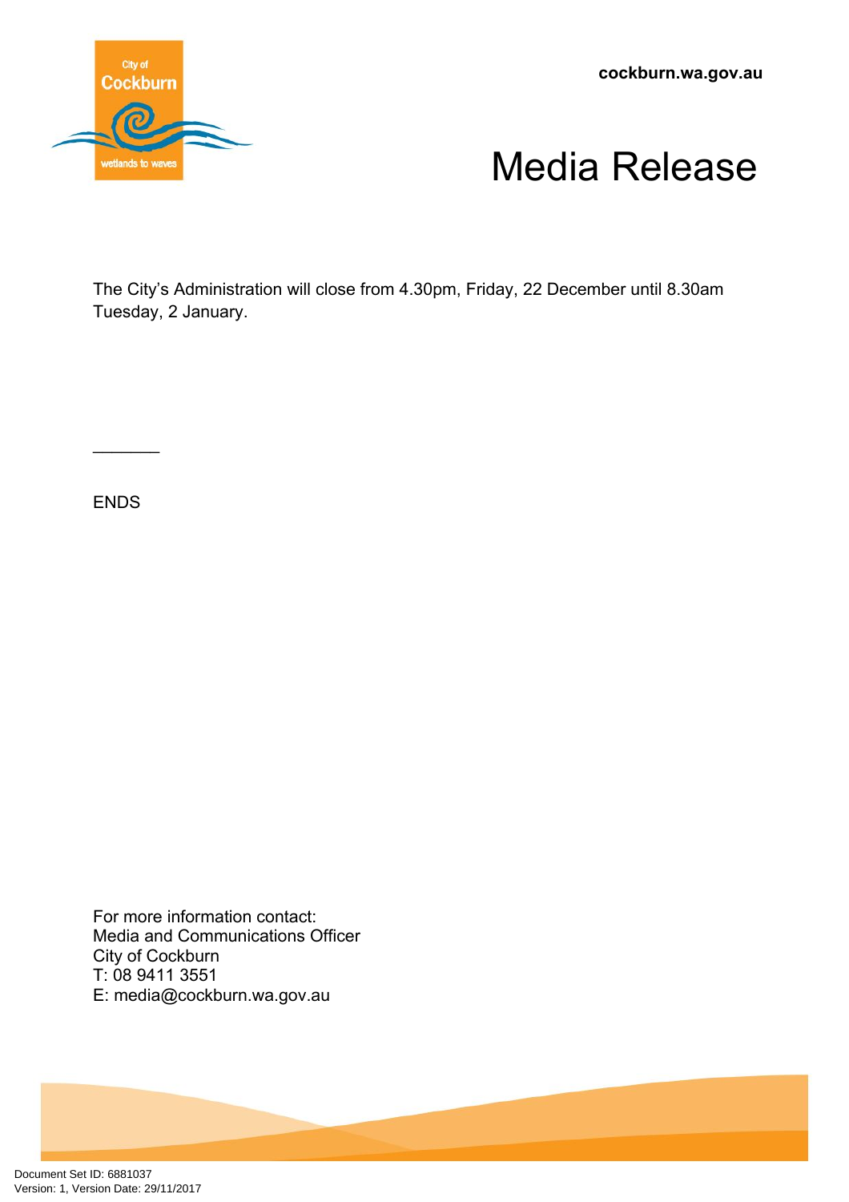# Media Release

The City's Administration will close from 4.30pm, Friday, 22 December until 8.30am Tuesday, 2 January.

_______

ENDS

For more information contact:
Media and Communications Officer
City of Cockburn
T: 08 9411 3551
E: media@cockburn.wa.gov.au